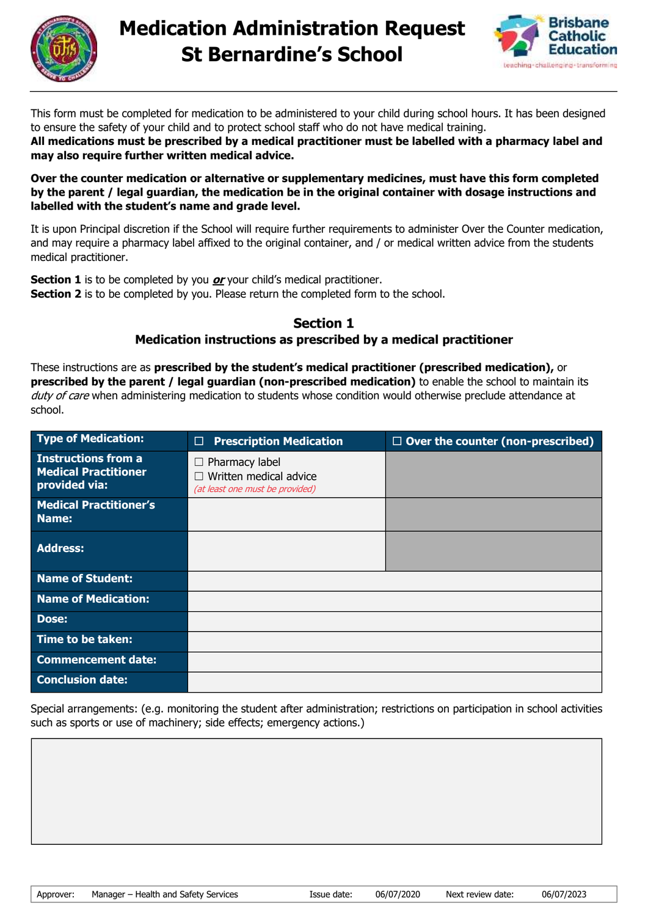# Medication Administration Request
# St Bernardine's School

This form must be completed for medication to be administered to your child during school hours. It has been designed to ensure the safety of your child and to protect school staff who do not have medical training.
**All medications must be prescribed by a medical practitioner must be labelled with a pharmacy label and may also require further written medical advice.**

**Over the counter medication or alternative or supplementary medicines, must have this form completed by the parent / legal guardian, the medication be in the original container with dosage instructions and labelled with the student's name and grade level.**

It is upon Principal discretion if the School will require further requirements to administer Over the Counter medication, and may require a pharmacy label affixed to the original container, and / or medical written advice from the students medical practitioner.

**Section 1** is to be completed by you ***or*** your child's medical practitioner.
**Section 2** is to be completed by you. Please return the completed form to the school.

## Section 1
### Medication instructions as prescribed by a medical practitioner

These instructions are as **prescribed by the student's medical practitioner (prescribed medication),** or **prescribed by the parent / legal guardian (non-prescribed medication)** to enable the school to maintain its *duty of care* when administering medication to students whose condition would otherwise preclude attendance at school.

| Type of Medication: | ☐ Prescription Medication | ☐ Over the counter (non-prescribed) |
|---|---|---|
| Instructions from a Medical Practitioner provided via: | ☐ Pharmacy label<br>☐ Written medical advice<br>*(at least one must be provided)* | |
| Medical Practitioner's Name: | | |
| Address: | | |
| Name of Student: | | |
| Name of Medication: | | |
| Dose: | | |
| Time to be taken: | | |
| Commencement date: | | |
| Conclusion date: | | |

Special arrangements: (e.g. monitoring the student after administration; restrictions on participation in school activities such as sports or use of machinery; side effects; emergency actions.)

| |
|---|
| |

| Approver: | Manager – Health and Safety Services | Issue date: | 06/07/2020 | Next review date: | 06/07/2023 |
|---|---|---|---|---|---|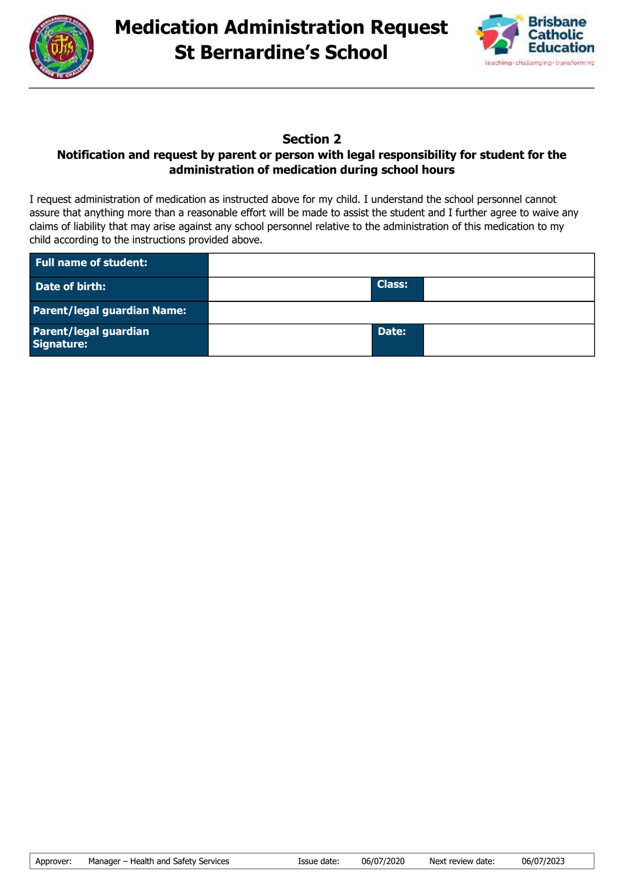# Medication Administration Request
# St Bernardine's School

## Section 2

**Notification and request by parent or person with legal responsibility for student for the administration of medication during school hours**

I request administration of medication as instructed above for my child. I understand the school personnel cannot assure that anything more than a reasonable effort will be made to assist the student and I further agree to waive any claims of liability that may arise against any school personnel relative to the administration of this medication to my child according to the instructions provided above.

| | | | |
|---|---|---|---|
| **Full name of student:** | | | |
| **Date of birth:** | | **Class:** | |
| **Parent/legal guardian Name:** | | | |
| **Parent/legal guardian Signature:** | | **Date:** | |

| | | | | | |
|---|---|---|---|---|---|
| Approver: | Manager – Health and Safety Services | Issue date: | 06/07/2020 | Next review date: | 06/07/2023 |